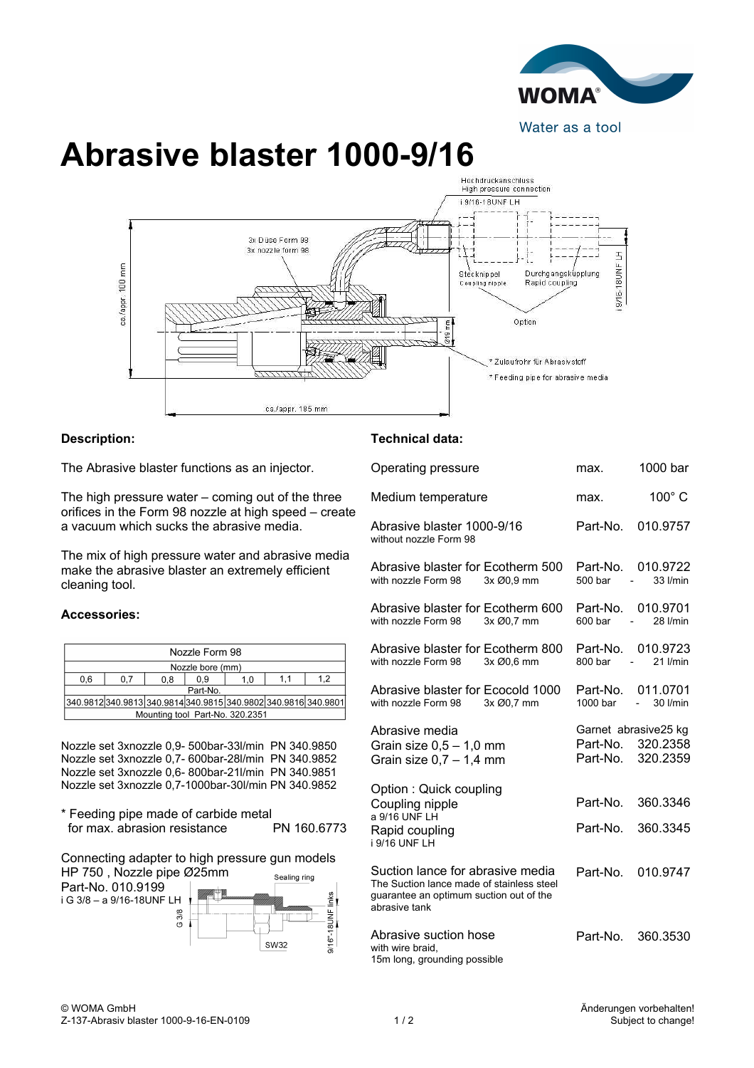WOMA®

Water as a tool

# Abrasive blaster 1000-9/16

Hochdruckanschluss
High pressure connection
i 9/16-18UNF LH

3x Düse Form 98
3x nozzle form 98

ca./appr. 100 mm

Stecknippel
Coupling nipple

Durchgangskupplung
Rapid coupling

i 9/16-18UNF LH

Option

Ø19 mm

* Zulaufrohr für Abrasivstoff
* Feeding pipe for abrasive media

ca./appr. 185 mm

## Description:

The Abrasive blaster functions as an injector.

The high pressure water – coming out of the three orifices in the Form 98 nozzle at high speed – create a vacuum which sucks the abrasive media.

The mix of high pressure water and abrasive media make the abrasive blaster an extremely efficient cleaning tool.

## Accessories:

| Nozzle Form 98 | | | | | | |
|---|---|---|---|---|---|---|
| Nozzle bore (mm) | | | | | | |
| 0,6 | 0,7 | 0,8 | 0,9 | 1,0 | 1,1 | 1,2 |
| Part-No. | | | | | | |
| 340.9812 | 340.9813 | 340.9814 | 340.9815 | 340.9802 | 340.9816 | 340.9801 |
| Mounting tool Part-No. 320.2351 | | | | | | |

Nozzle set 3xnozzle 0,9- 500bar-33l/min PN 340.9850
Nozzle set 3xnozzle 0,7- 600bar-28l/min PN 340.9852
Nozzle set 3xnozzle 0,6- 800bar-21l/min PN 340.9851
Nozzle set 3xnozzle 0,7-1000bar-30l/min PN 340.9852

* Feeding pipe made of carbide metal
  for max. abrasion resistance PN 160.6773

Connecting adapter to high pressure gun models HP 750 , Nozzle pipe Ø25mm
Part-No. 010.9199
i G 3/8 – a 9/16-18UNF LH

Sealing ring
G 3/8
SW32
9/16"-18UNF links

## Technical data:

| | | |
|---|---|---|
| Operating pressure | max. | 1000 bar |
| Medium temperature | max. | 100° C |
| Abrasive blaster 1000-9/16<br>without nozzle Form 98 | Part-No. | 010.9757 |
| Abrasive blaster for Ecotherm 500<br>with nozzle Form 98 3x Ø0,9 mm | Part-No.<br>500 bar - | 010.9722<br>33 l/min |
| Abrasive blaster for Ecotherm 600<br>with nozzle Form 98 3x Ø0,7 mm | Part-No.<br>600 bar - | 010.9701<br>28 l/min |
| Abrasive blaster for Ecotherm 800<br>with nozzle Form 98 3x Ø0,6 mm | Part-No.<br>800 bar - | 010.9723<br>21 l/min |
| Abrasive blaster for Ecocold 1000<br>with nozzle Form 98 3x Ø0,7 mm | Part-No.<br>1000 bar - | 011.0701<br>30 l/min |
| Abrasive media<br>Grain size 0,5 – 1,0 mm<br>Grain size 0,7 – 1,4 mm | Garnet abrasive<br>Part-No.<br>Part-No. | 25 kg<br>320.2358<br>320.2359 |
| Option : Quick coupling<br>Coupling nipple<br>a 9/16 UNF LH | Part-No. | 360.3346 |
| Rapid coupling<br>i 9/16 UNF LH | Part-No. | 360.3345 |
| Suction lance for abrasive media<br>The Suction lance made of stainless steel guarantee an optimum suction out of the abrasive tank | Part-No. | 010.9747 |
| Abrasive suction hose<br>with wire braid,<br>15m long, grounding possible | Part-No. | 360.3530 |

© WOMA GmbH
Z-137-Abrasiv blaster 1000-9-16-EN-0109

Änderungen vorbehalten!
Subject to change!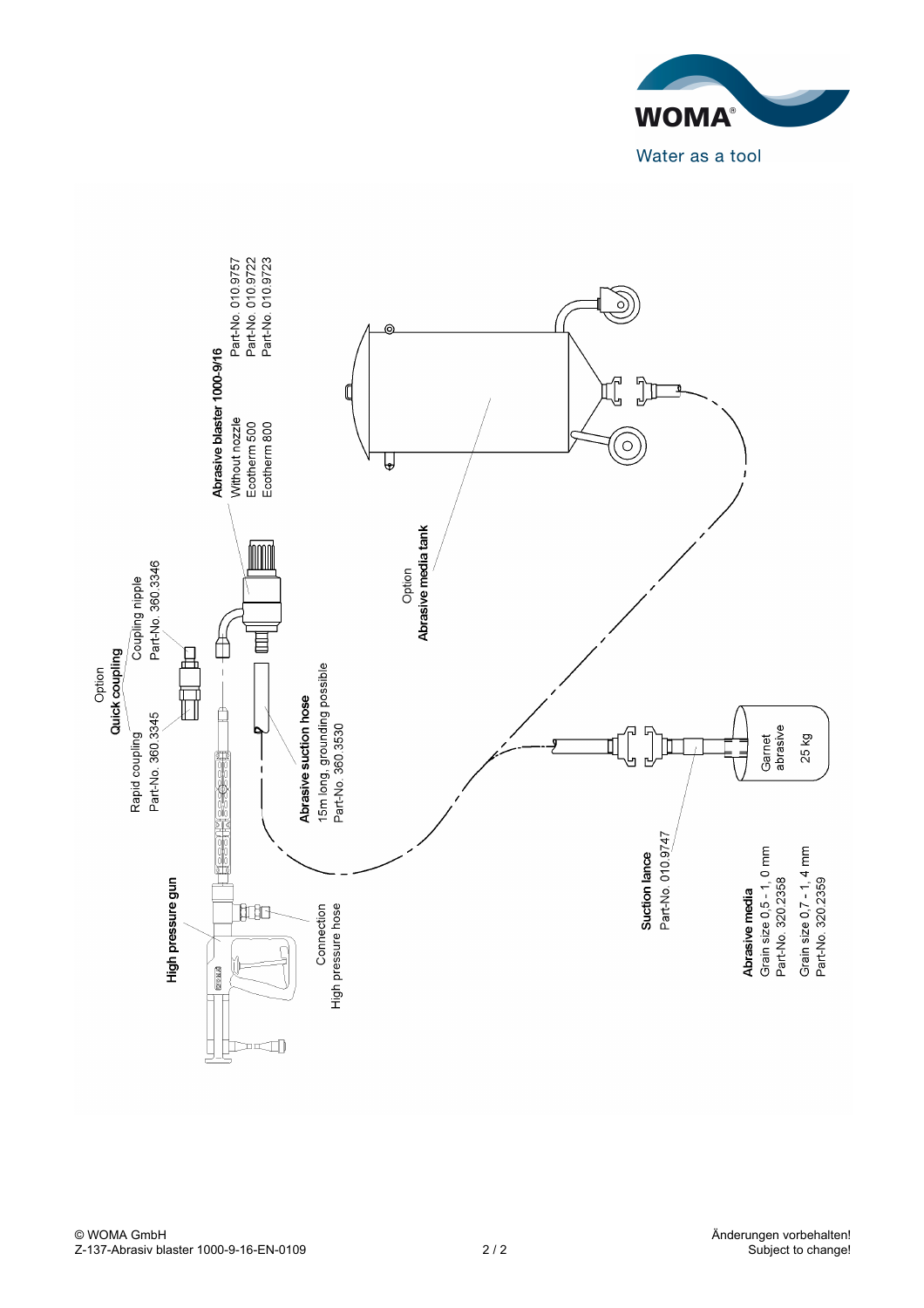WOMA®

Water as a tool

**Abrasive blaster 1000-9/16**

Without nozzle Part-No. 010.9757

Ecotherm 500 Part-No. 010.9722

Ecotherm 800 Part-No. 010.9723

Option

**Quick coupling**

Rapid coupling Part-No. 360.3345

Coupling nipple Part-No. 360.3346

Option

**Abrasive media tank**

**High pressure gun**

Connection

High pressure hose

**Abrasive suction hose**

15m long, grounding possible

Part-No. 360.3530

**Suction lance**

Part-No. 010.9747

Garnet abrasive

25 kg

**Abrasive media**

Grain size 0,5 - 1, 0 mm

Part-No. 320.2358

Grain size 0,7 - 1, 4 mm

Part-No. 320.2359

© WOMA GmbH

Z-137-Abrasiv blaster 1000-9-16-EN-0109

Änderungen vorbehalten!

Subject to change!